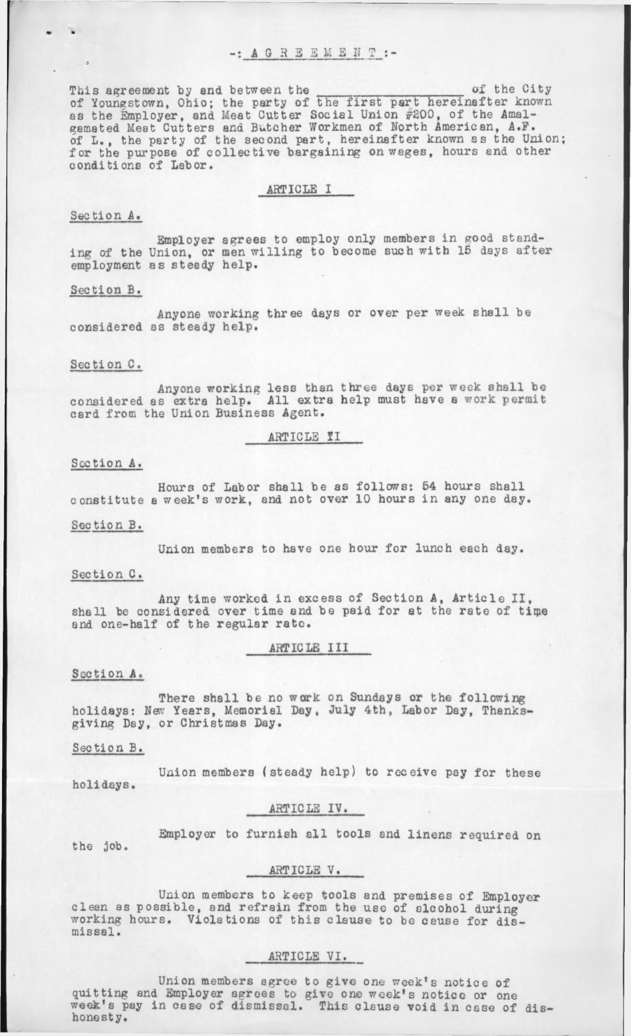# -: A G R E E M E N T :-

This agreement by and between the ________________ of the City of Youngstown, Ohio; the party of the first part hereinafter known as the Employer, and Meat Cutter Social Union #200, of the Amalgamated Meat Cutters and Butcher Workmen of North American, A.F. of L., the party of the second part, hereinafter known as the Union; for the purpose of collective bargaining on wages, hours and other conditions of Labor.

## ARTICLE I

### Section A.

Employer agrees to employ only members in good standing of the Union, or men willing to become such with 15 days after employment as steady help.

### Section B.

Anyone working three days or over per week shall be considered as steady help.

### Section C.

Anyone working less than three days per week shall be considered as extra help. All extra help must have a work permit card from the Union Business Agent.

## ARTICLE II

### Section A.

Hours of Labor shall be as follows: 54 hours shall constitute a week's work, and not over 10 hours in any one day.

### Section B.

Union members to have one hour for lunch each day.

### Section C.

Any time worked in excess of Section A, Article II, shall be considered over time and be paid for at the rate of time and one-half of the regular rate.

## ARTICLE III

### Section A.

There shall be no work on Sundays or the following holidays: New Years, Memorial Day, July 4th, Labor Day, Thanksgiving Day, or Christmas Day.

### Section B.

Union members (steady help) to receive pay for these holidays.

## ARTICLE IV.

Employer to furnish all tools and linens required on the job.

## ARTICLE V.

Union members to keep tools and premises of Employer clean as possible, and refrain from the use of alcohol during working hours. Violations of this clause to be cause for dismissal.

## ARTICLE VI.

Union members agree to give one week's notice of quitting and Employer agrees to give one week's notice or one week's pay in case of dismissal. This clause void in case of dishonesty.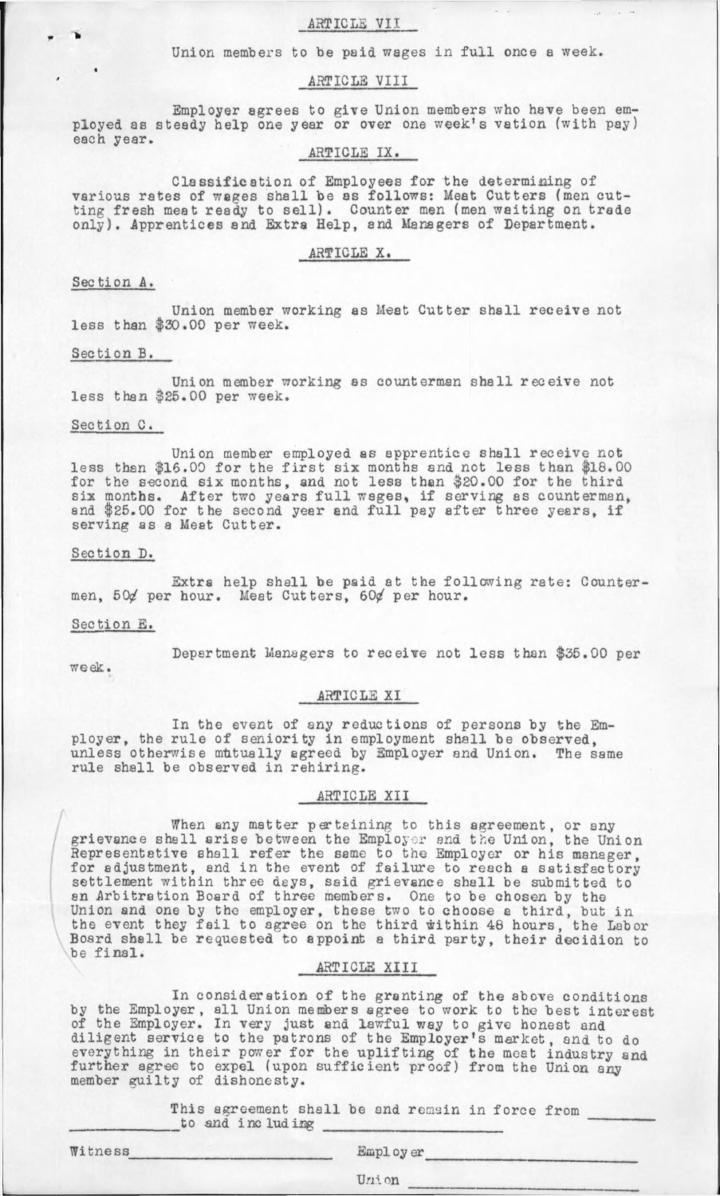## ARTICLE VII

Union members to be paid wages in full once a week.

## ARTICLE VIII

Employer agrees to give Union members who have been employed as steady help one year or over one week's vation (with pay) each year.

## ARTICLE IX.

Classification of Employees for the determining of various rates of wages shall be as follows: Meat Cutters (men cutting fresh meat ready to sell). Counter men (men waiting on trade only). Apprentices and Extra Help, and Managers of Department.

## ARTICLE X.

### Section A.

Union member working as Meat Cutter shall receive not less than $30.00 per week.

### Section B.

Union member working as counterman shall receive not less than $25.00 per week.

### Section C.

Union member employed as apprentice shall receive not less than $16.00 for the first six months and not less than $18.00 for the second six months, and not less than $20.00 for the third six months. After two years full wages, if serving as counterman, and $25.00 for the second year and full pay after three years, if serving as a Meat Cutter.

### Section D.

Extra help shall be paid at the following rate: Countermen, 50¢ per hour. Meat Cutters, 60¢ per hour.

### Section E.

Department Managers to receive not less than $35.00 per week.

## ARTICLE XI

In the event of any reductions of persons by the Employer, the rule of seniority in employment shall be observed, unless otherwise mutually agreed by Employer and Union. The same rule shall be observed in rehiring.

## ARTICLE XII

When any matter pertaining to this agreement, or any grievance shall arise between the Employer and the Union, the Union Representative shall refer the same to the Employer or his manager, for adjustment, and in the event of failure to reach a satisfactory settlement within three days, said grievance shall be submitted to an Arbitration Board of three members. One to be chosen by the Union and one by the employer, these two to choose a third, but in the event they fail to agree on the third within 48 hours, the Labor Board shall be requested to appoint a third party, their decidion to be final.

## ARTICLE XIII

In consideration of the granting of the above conditions by the Employer, all Union members agree to work to the best interest of the Employer. In very just and lawful way to give honest and diligent service to the patrons of the Employer's market, and to do everything in their power for the uplifting of the meat industry and further agree to expel (upon sufficient proof) from the Union any member guilty of dishonesty.

This agreement shall be and remain in force from ________ ____________ to and including ____________________

Witness ______________________ Employer ______________________

Union ______________________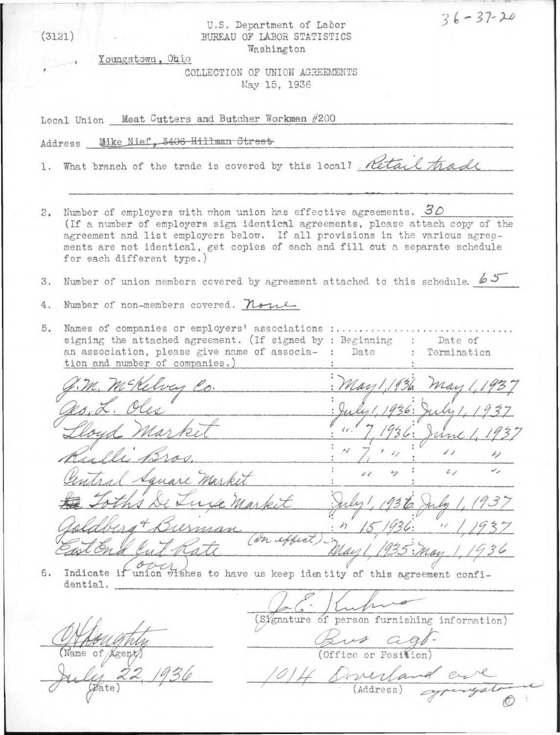(3121)

36-37-20

U.S. Department of Labor
BUREAU OF LABOR STATISTICS
Washington

Youngstown, Ohio

COLLECTION OF UNION AGREEMENTS
May 15, 1936

Local Union Meat Cutters and Butcher Workmen #200

Address Mike Nief, ~~3406 Hillman Street~~

1. What branch of the trade is covered by this local? Retail trade

2. Number of employers with whom union has effective agreements. 30
(If a number of employers sign identical agreements, please attach copy of the agreement and list employers below. If all provisions in the various agreements are not identical, get copies of each and fill out a separate schedule for each different type.)

3. Number of union members covered by agreement attached to this schedule. 65

4. Number of non-members covered. None

5. Names of companies or employers' associations signing the attached agreement. (If signed by an association, please give name of association and number of companies.)

| Name | Beginning Date | Date of Termination |
|---|---|---|
| J.M. McKelvey Co. | May 1, 1936 | May 1, 1937 |
| Geo. L. Oles | July 1, 1936 | July 1, 1937 |
| Lloyd Market | " 7, 1936 | June 1, 1937 |
| Rielli Bros. | " 7, " | " " |
| Central Square Market | " " | " " |
| ~~The~~ Toths De Luxe Market | July 1, 1936 | July 1, 1937 |
| Goldberg & Bierman | " 15, 1936 | " 1, 1937 |
| East End Cut Rate (In effect) | May 1, 1935 | May 1, 1936 |

(over)

6. Indicate if union wishes to have us keep identity of this agreement confidential.

J. E. Kuhns
(Signature of person furnishing information)

Bus agt.
(Office or Position)

1014 Overland ave Youngstown
(Address)

O Houghty
(Name of Agent)

July 22, 1936
(Date)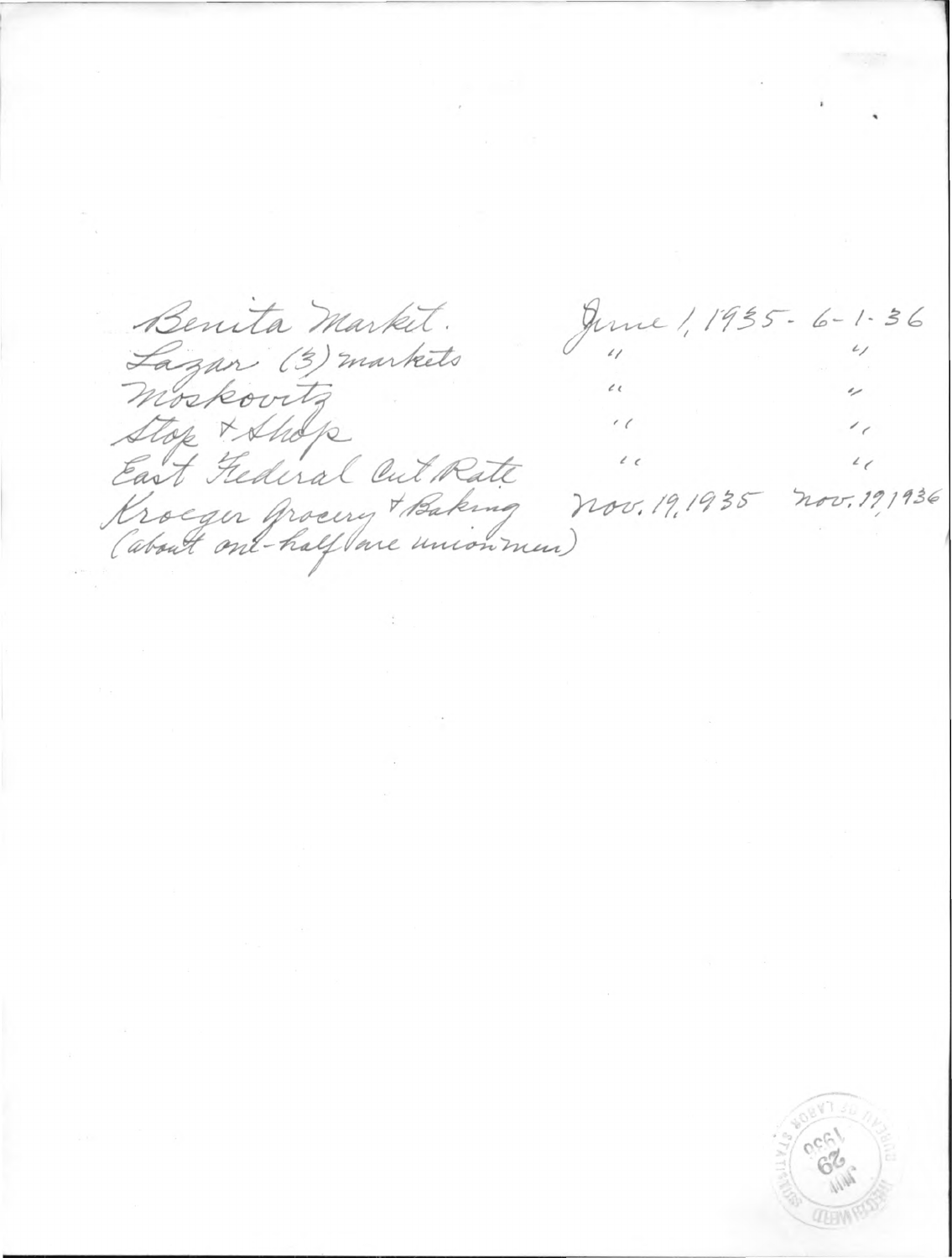| | | |
|---|---|---|
| Benita Market. | June 1, 1935 - | 6-1-36 |
| Lazar (3) markets | " | " |
| Moskovitz | " | " |
| Stop & Shop | " | " |
| East Federal Cut Rate | " | " |
| Kroeger Grocery & Baking | Nov. 19, 1935 | Nov. 19, 1936 |
| (about one-half are union men) | | |

BUREAU OF LABOR STATISTICS
JUL 29 1936
RECEIVED